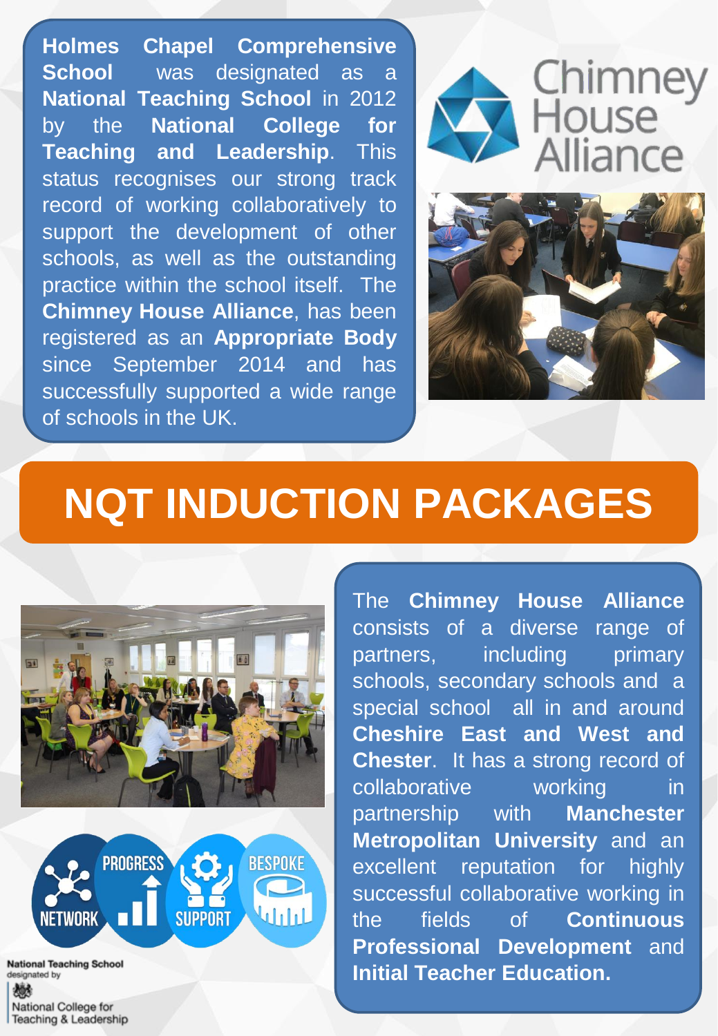**Holmes Chapel Comprehensive School** was designated as a **National Teaching School** in 2012 by the **National College for Teaching and Leadership**. This status recognises our strong track record of working collaboratively to support the development of other schools, as well as the outstanding practice within the school itself. The **Chimney House Alliance**, has been registered as an **Appropriate Body** since September 2014 and has successfully supported a wide range of schools in the UK.

Chimney House Alliance

# NQT INDUCTION PACKAGES

NETWORK PROGRESS SUPPORT BESPOKE

The **Chimney House Alliance** consists of a diverse range of partners, including primary schools, secondary schools and a special school all in and around **Cheshire East and West and Chester**. It has a strong record of collaborative working in partnership with **Manchester Metropolitan University** and an excellent reputation for highly successful collaborative working in the fields of **Continuous Professional Development** and **Initial Teacher Education.**

National Teaching School designated by

National College for Teaching & Leadership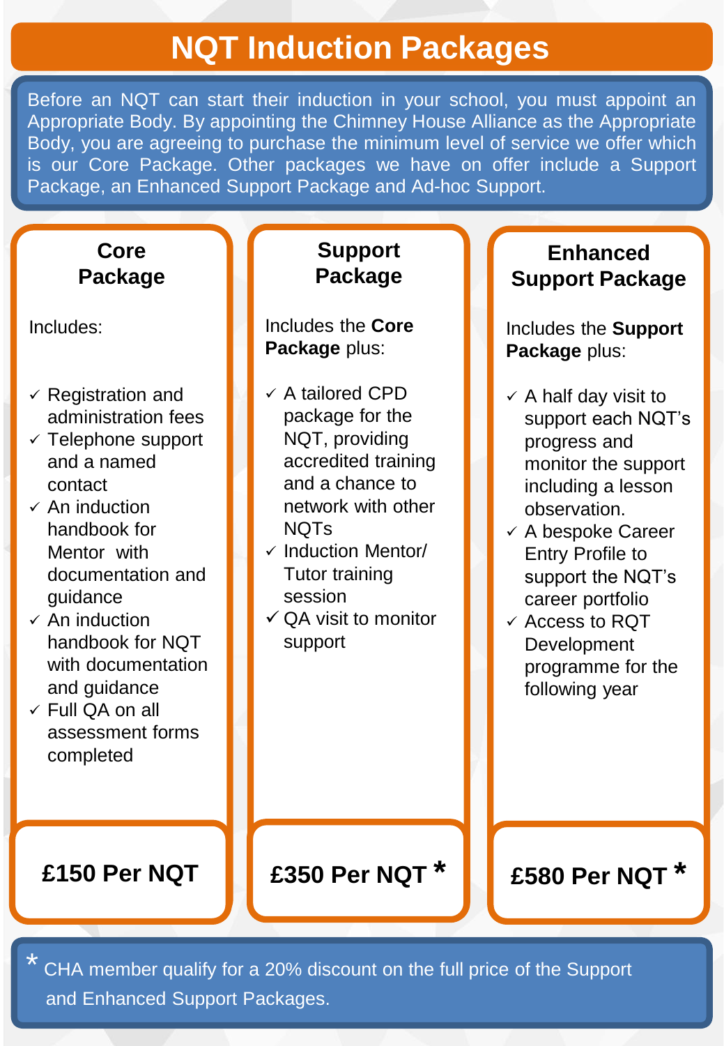# NQT Induction Packages

Before an NQT can start their induction in your school, you must appoint an Appropriate Body. By appointing the Chimney House Alliance as the Appropriate Body, you are agreeing to purchase the minimum level of service we offer which is our Core Package. Other packages we have on offer include a Support Package, an Enhanced Support Package and Ad-hoc Support.

## Core Package

Includes:

- ✓ Registration and administration fees
- ✓ Telephone support and a named contact
- ✓ An induction handbook for Mentor with documentation and guidance
- ✓ An induction handbook for NQT with documentation and guidance
- ✓ Full QA on all assessment forms completed

**£150 Per NQT**

## Support Package

Includes the **Core Package** plus:

- ✓ A tailored CPD package for the NQT, providing accredited training and a chance to network with other NQTs
- ✓ Induction Mentor/ Tutor training session
- ✓ QA visit to monitor support

**£350 Per NQT** *

## Enhanced Support Package

Includes the **Support Package** plus:

- ✓ A half day visit to support each NQT's progress and monitor the support including a lesson observation.
- ✓ A bespoke Career Entry Profile to support the NQT's career portfolio
- ✓ Access to RQT Development programme for the following year

**£580 Per NQT** *

\* CHA member qualify for a 20% discount on the full price of the Support and Enhanced Support Packages.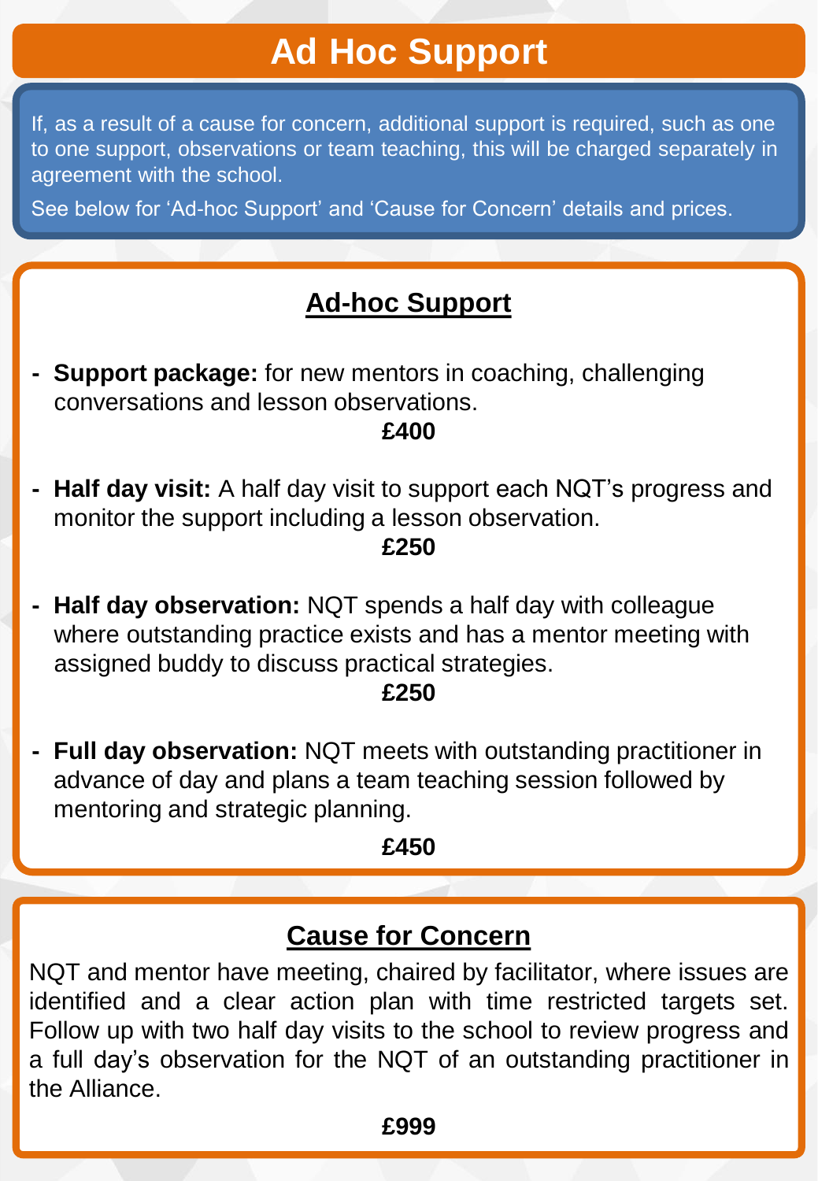# Ad Hoc Support

If, as a result of a cause for concern, additional support is required, such as one to one support, observations or team teaching, this will be charged separately in agreement with the school.

See below for 'Ad-hoc Support' and 'Cause for Concern' details and prices.

## Ad-hoc Support

- **Support package:** for new mentors in coaching, challenging conversations and lesson observations.

  **£400**

- **Half day visit:** A half day visit to support each NQT's progress and monitor the support including a lesson observation.

  **£250**

- **Half day observation:** NQT spends a half day with colleague where outstanding practice exists and has a mentor meeting with assigned buddy to discuss practical strategies.

  **£250**

- **Full day observation:** NQT meets with outstanding practitioner in advance of day and plans a team teaching session followed by mentoring and strategic planning.

  **£450**

## Cause for Concern

NQT and mentor have meeting, chaired by facilitator, where issues are identified and a clear action plan with time restricted targets set. Follow up with two half day visits to the school to review progress and a full day's observation for the NQT of an outstanding practitioner in the Alliance.

**£999**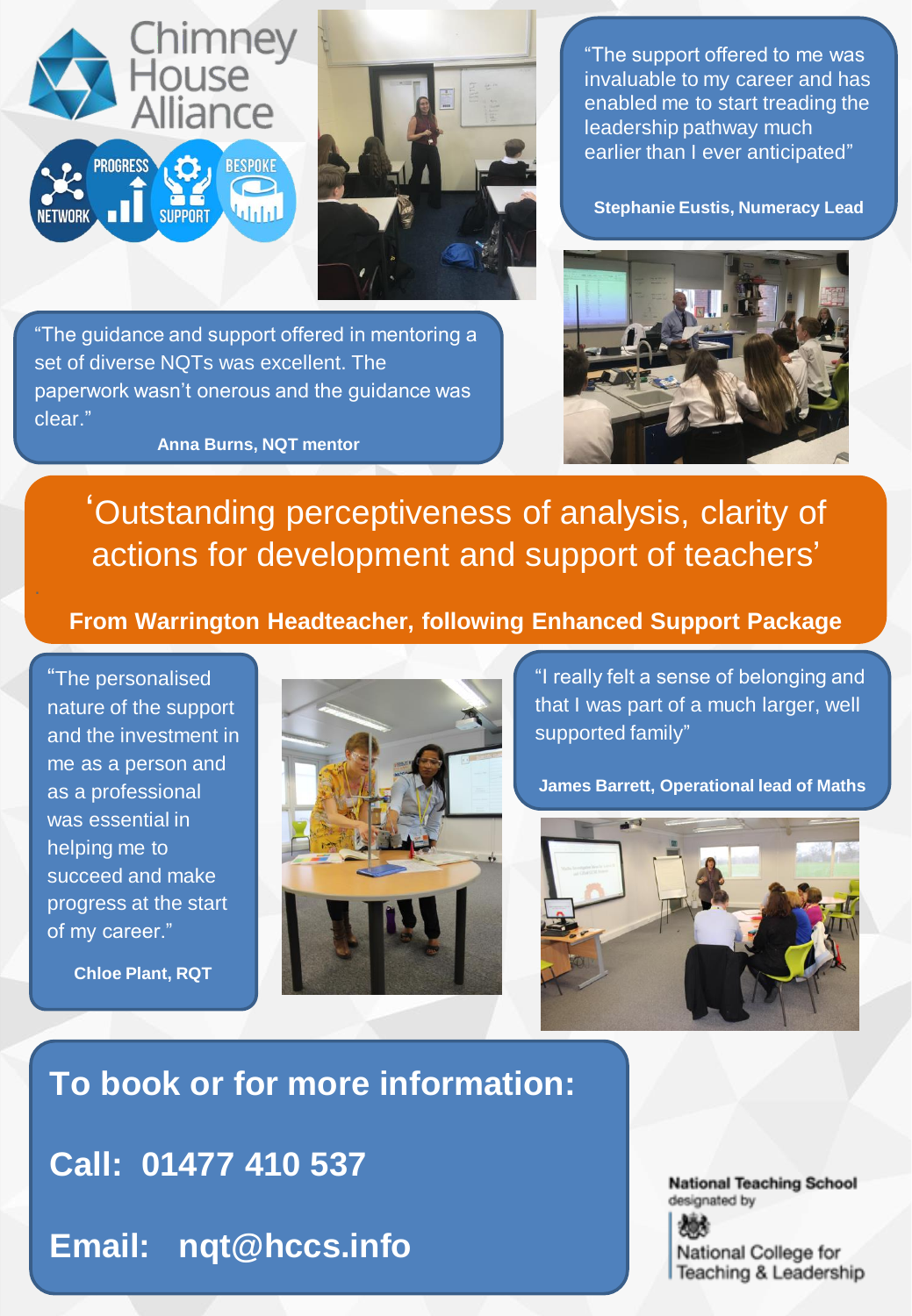Chimney House Alliance

NETWORK PROGRESS SUPPORT BESPOKE

"The support offered to me was invaluable to my career and has enabled me to start treading the leadership pathway much earlier than I ever anticipated"

**Stephanie Eustis, Numeracy Lead**

"The guidance and support offered in mentoring a set of diverse NQTs was excellent. The paperwork wasn't onerous and the guidance was clear."

**Anna Burns, NQT mentor**

## 'Outstanding perceptiveness of analysis, clarity of actions for development and support of teachers'

**From Warrington Headteacher, following Enhanced Support Package**

"The personalised nature of the support and the investment in me as a person and as a professional was essential in helping me to succeed and make progress at the start of my career."

**Chloe Plant, RQT**

"I really felt a sense of belonging and that I was part of a much larger, well supported family"

**James Barrett, Operational lead of Maths**

## To book or for more information:

## Call: 01477 410 537

## Email: nqt@hccs.info

National Teaching School designated by National College for Teaching & Leadership